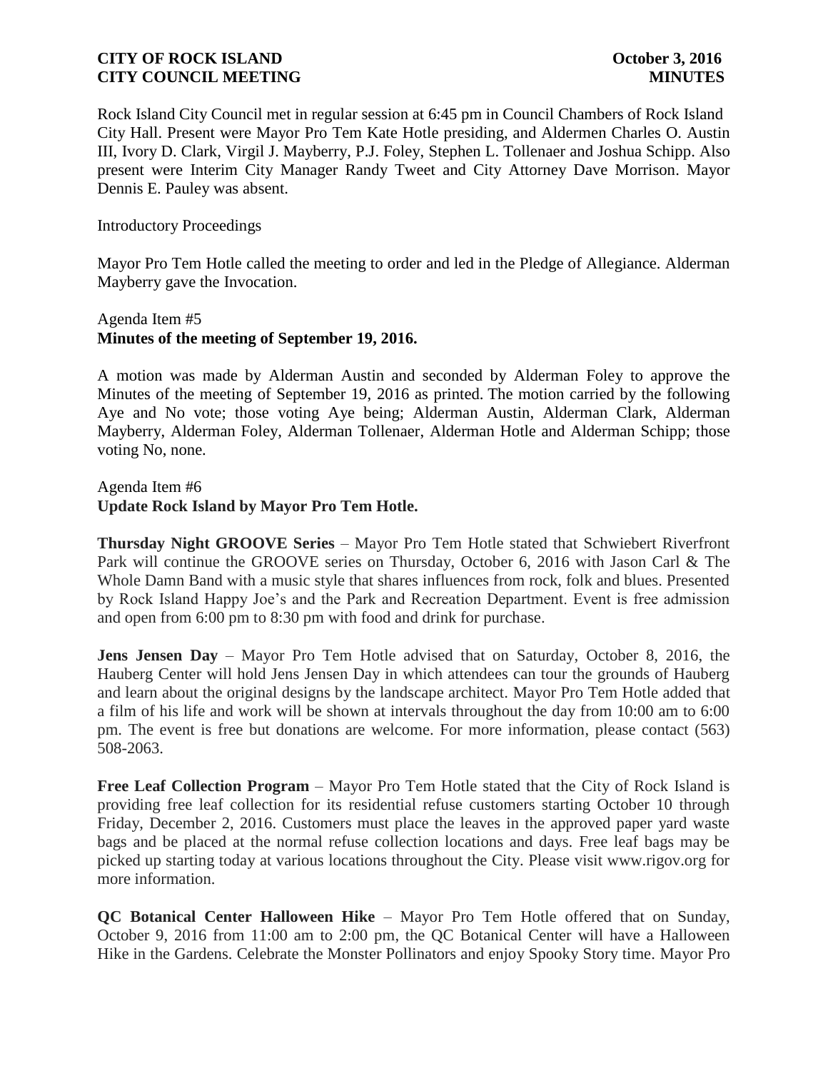**CITY OF ROCK ISLAND** **October 3, 2016**
**CITY COUNCIL MEETING** **MINUTES**

Rock Island City Council met in regular session at 6:45 pm in Council Chambers of Rock Island City Hall. Present were Mayor Pro Tem Kate Hotle presiding, and Aldermen Charles O. Austin III, Ivory D. Clark, Virgil J. Mayberry, P.J. Foley, Stephen L. Tollenaer and Joshua Schipp. Also present were Interim City Manager Randy Tweet and City Attorney Dave Morrison. Mayor Dennis E. Pauley was absent.

Introductory Proceedings

Mayor Pro Tem Hotle called the meeting to order and led in the Pledge of Allegiance. Alderman Mayberry gave the Invocation.

Agenda Item #5
**Minutes of the meeting of September 19, 2016.**

A motion was made by Alderman Austin and seconded by Alderman Foley to approve the Minutes of the meeting of September 19, 2016 as printed. The motion carried by the following Aye and No vote; those voting Aye being; Alderman Austin, Alderman Clark, Alderman Mayberry, Alderman Foley, Alderman Tollenaer, Alderman Hotle and Alderman Schipp; those voting No, none.

Agenda Item #6
**Update Rock Island by Mayor Pro Tem Hotle.**

**Thursday Night GROOVE Series** – Mayor Pro Tem Hotle stated that Schwiebert Riverfront Park will continue the GROOVE series on Thursday, October 6, 2016 with Jason Carl & The Whole Damn Band with a music style that shares influences from rock, folk and blues. Presented by Rock Island Happy Joe's and the Park and Recreation Department. Event is free admission and open from 6:00 pm to 8:30 pm with food and drink for purchase.

**Jens Jensen Day** – Mayor Pro Tem Hotle advised that on Saturday, October 8, 2016, the Hauberg Center will hold Jens Jensen Day in which attendees can tour the grounds of Hauberg and learn about the original designs by the landscape architect. Mayor Pro Tem Hotle added that a film of his life and work will be shown at intervals throughout the day from 10:00 am to 6:00 pm. The event is free but donations are welcome. For more information, please contact (563) 508-2063.

**Free Leaf Collection Program** – Mayor Pro Tem Hotle stated that the City of Rock Island is providing free leaf collection for its residential refuse customers starting October 10 through Friday, December 2, 2016. Customers must place the leaves in the approved paper yard waste bags and be placed at the normal refuse collection locations and days. Free leaf bags may be picked up starting today at various locations throughout the City. Please visit www.rigov.org for more information.

**QC Botanical Center Halloween Hike** – Mayor Pro Tem Hotle offered that on Sunday, October 9, 2016 from 11:00 am to 2:00 pm, the QC Botanical Center will have a Halloween Hike in the Gardens. Celebrate the Monster Pollinators and enjoy Spooky Story time. Mayor Pro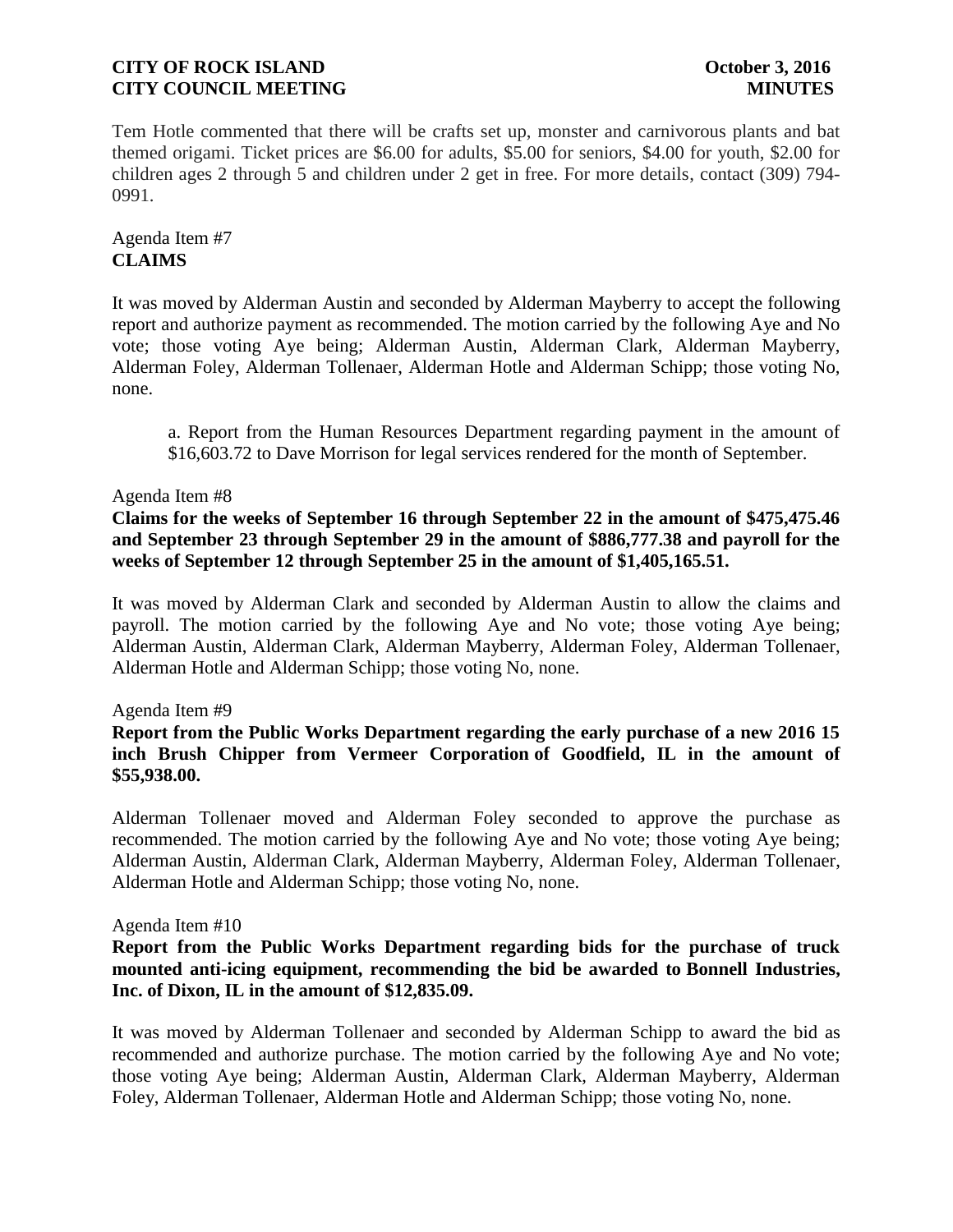Tem Hotle commented that there will be crafts set up, monster and carnivorous plants and bat themed origami. Ticket prices are $6.00 for adults, $5.00 for seniors, $4.00 for youth, $2.00 for children ages 2 through 5 and children under 2 get in free. For more details, contact (309) 794-0991.

Agenda Item #7
**CLAIMS**

It was moved by Alderman Austin and seconded by Alderman Mayberry to accept the following report and authorize payment as recommended. The motion carried by the following Aye and No vote; those voting Aye being; Alderman Austin, Alderman Clark, Alderman Mayberry, Alderman Foley, Alderman Tollenaer, Alderman Hotle and Alderman Schipp; those voting No, none.

a. Report from the Human Resources Department regarding payment in the amount of $16,603.72 to Dave Morrison for legal services rendered for the month of September.

Agenda Item #8
**Claims for the weeks of September 16 through September 22 in the amount of $475,475.46 and September 23 through September 29 in the amount of $886,777.38 and payroll for the weeks of September 12 through September 25 in the amount of $1,405,165.51.**

It was moved by Alderman Clark and seconded by Alderman Austin to allow the claims and payroll. The motion carried by the following Aye and No vote; those voting Aye being; Alderman Austin, Alderman Clark, Alderman Mayberry, Alderman Foley, Alderman Tollenaer, Alderman Hotle and Alderman Schipp; those voting No, none.

Agenda Item #9
**Report from the Public Works Department regarding the early purchase of a new 2016 15 inch Brush Chipper from Vermeer Corporation of Goodfield, IL in the amount of $55,938.00.**

Alderman Tollenaer moved and Alderman Foley seconded to approve the purchase as recommended. The motion carried by the following Aye and No vote; those voting Aye being; Alderman Austin, Alderman Clark, Alderman Mayberry, Alderman Foley, Alderman Tollenaer, Alderman Hotle and Alderman Schipp; those voting No, none.

Agenda Item #10
**Report from the Public Works Department regarding bids for the purchase of truck mounted anti-icing equipment, recommending the bid be awarded to Bonnell Industries, Inc. of Dixon, IL in the amount of $12,835.09.**

It was moved by Alderman Tollenaer and seconded by Alderman Schipp to award the bid as recommended and authorize purchase. The motion carried by the following Aye and No vote; those voting Aye being; Alderman Austin, Alderman Clark, Alderman Mayberry, Alderman Foley, Alderman Tollenaer, Alderman Hotle and Alderman Schipp; those voting No, none.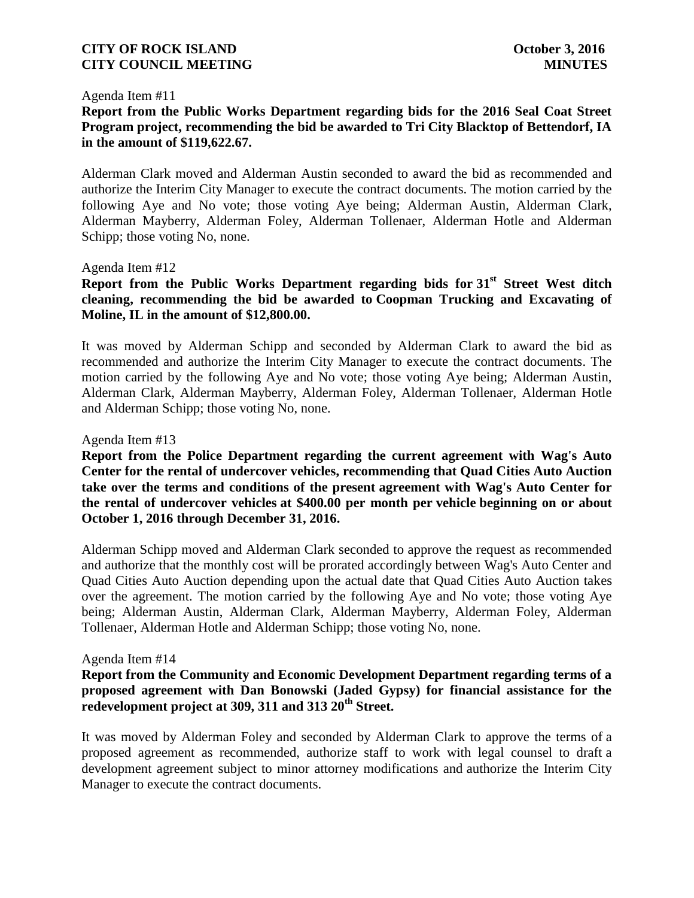Agenda Item #11

**Report from the Public Works Department regarding bids for the 2016 Seal Coat Street Program project, recommending the bid be awarded to Tri City Blacktop of Bettendorf, IA in the amount of $119,622.67.**

Alderman Clark moved and Alderman Austin seconded to award the bid as recommended and authorize the Interim City Manager to execute the contract documents. The motion carried by the following Aye and No vote; those voting Aye being; Alderman Austin, Alderman Clark, Alderman Mayberry, Alderman Foley, Alderman Tollenaer, Alderman Hotle and Alderman Schipp; those voting No, none.

Agenda Item #12

**Report from the Public Works Department regarding bids for 31st Street West ditch cleaning, recommending the bid be awarded to Coopman Trucking and Excavating of Moline, IL in the amount of $12,800.00.**

It was moved by Alderman Schipp and seconded by Alderman Clark to award the bid as recommended and authorize the Interim City Manager to execute the contract documents. The motion carried by the following Aye and No vote; those voting Aye being; Alderman Austin, Alderman Clark, Alderman Mayberry, Alderman Foley, Alderman Tollenaer, Alderman Hotle and Alderman Schipp; those voting No, none.

Agenda Item #13

**Report from the Police Department regarding the current agreement with Wag's Auto Center for the rental of undercover vehicles, recommending that Quad Cities Auto Auction take over the terms and conditions of the present agreement with Wag's Auto Center for the rental of undercover vehicles at $400.00 per month per vehicle beginning on or about October 1, 2016 through December 31, 2016.**

Alderman Schipp moved and Alderman Clark seconded to approve the request as recommended and authorize that the monthly cost will be prorated accordingly between Wag's Auto Center and Quad Cities Auto Auction depending upon the actual date that Quad Cities Auto Auction takes over the agreement. The motion carried by the following Aye and No vote; those voting Aye being; Alderman Austin, Alderman Clark, Alderman Mayberry, Alderman Foley, Alderman Tollenaer, Alderman Hotle and Alderman Schipp; those voting No, none.

Agenda Item #14

**Report from the Community and Economic Development Department regarding terms of a proposed agreement with Dan Bonowski (Jaded Gypsy) for financial assistance for the redevelopment project at 309, 311 and 313 20th Street.**

It was moved by Alderman Foley and seconded by Alderman Clark to approve the terms of a proposed agreement as recommended, authorize staff to work with legal counsel to draft a development agreement subject to minor attorney modifications and authorize the Interim City Manager to execute the contract documents.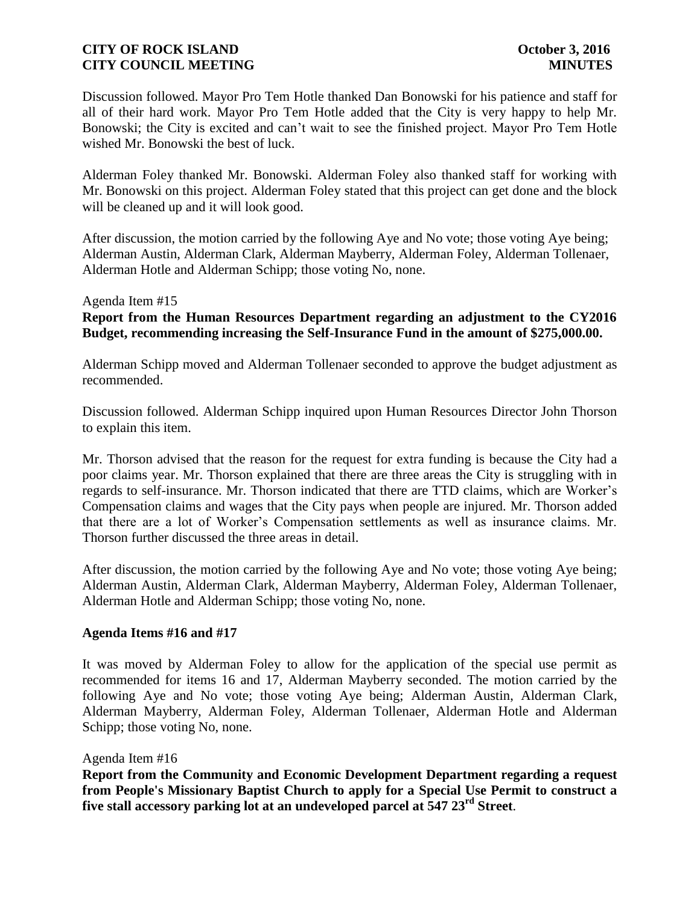Discussion followed. Mayor Pro Tem Hotle thanked Dan Bonowski for his patience and staff for all of their hard work. Mayor Pro Tem Hotle added that the City is very happy to help Mr. Bonowski; the City is excited and can't wait to see the finished project. Mayor Pro Tem Hotle wished Mr. Bonowski the best of luck.

Alderman Foley thanked Mr. Bonowski. Alderman Foley also thanked staff for working with Mr. Bonowski on this project. Alderman Foley stated that this project can get done and the block will be cleaned up and it will look good.

After discussion, the motion carried by the following Aye and No vote; those voting Aye being; Alderman Austin, Alderman Clark, Alderman Mayberry, Alderman Foley, Alderman Tollenaer, Alderman Hotle and Alderman Schipp; those voting No, none.

Agenda Item #15

**Report from the Human Resources Department regarding an adjustment to the CY2016 Budget, recommending increasing the Self-Insurance Fund in the amount of $275,000.00.**

Alderman Schipp moved and Alderman Tollenaer seconded to approve the budget adjustment as recommended.

Discussion followed. Alderman Schipp inquired upon Human Resources Director John Thorson to explain this item.

Mr. Thorson advised that the reason for the request for extra funding is because the City had a poor claims year. Mr. Thorson explained that there are three areas the City is struggling with in regards to self-insurance. Mr. Thorson indicated that there are TTD claims, which are Worker's Compensation claims and wages that the City pays when people are injured. Mr. Thorson added that there are a lot of Worker's Compensation settlements as well as insurance claims. Mr. Thorson further discussed the three areas in detail.

After discussion, the motion carried by the following Aye and No vote; those voting Aye being; Alderman Austin, Alderman Clark, Alderman Mayberry, Alderman Foley, Alderman Tollenaer, Alderman Hotle and Alderman Schipp; those voting No, none.

**Agenda Items #16 and #17**

It was moved by Alderman Foley to allow for the application of the special use permit as recommended for items 16 and 17, Alderman Mayberry seconded. The motion carried by the following Aye and No vote; those voting Aye being; Alderman Austin, Alderman Clark, Alderman Mayberry, Alderman Foley, Alderman Tollenaer, Alderman Hotle and Alderman Schipp; those voting No, none.

Agenda Item #16

**Report from the Community and Economic Development Department regarding a request from People's Missionary Baptist Church to apply for a Special Use Permit to construct a five stall accessory parking lot at an undeveloped parcel at 547 23rd Street.**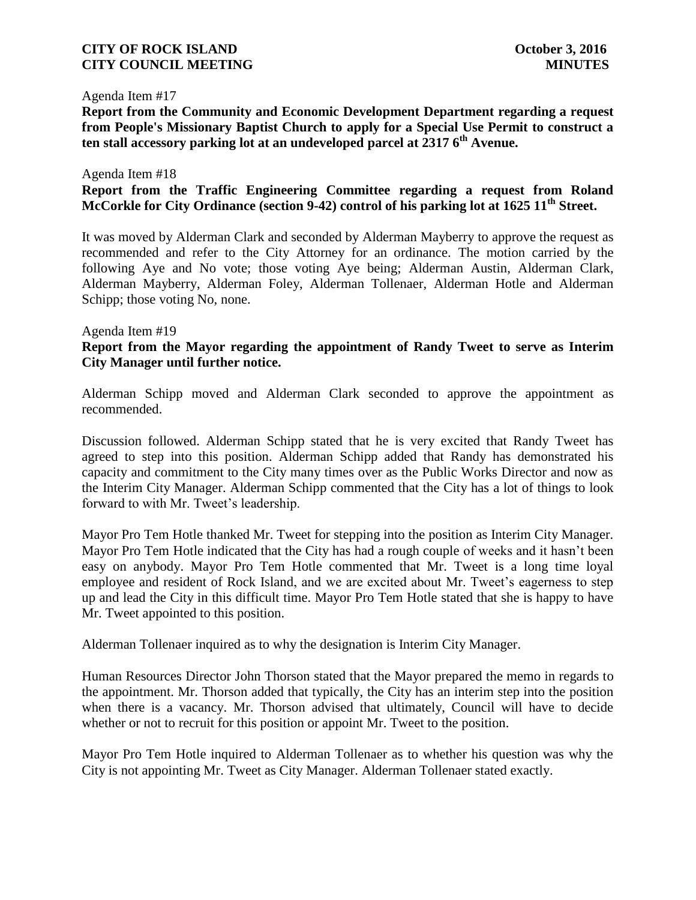Agenda Item #17

**Report from the Community and Economic Development Department regarding a request from People's Missionary Baptist Church to apply for a Special Use Permit to construct a ten stall accessory parking lot at an undeveloped parcel at 2317 6th Avenue.**

Agenda Item #18

**Report from the Traffic Engineering Committee regarding a request from Roland McCorkle for City Ordinance (section 9-42) control of his parking lot at 1625 11th Street.**

It was moved by Alderman Clark and seconded by Alderman Mayberry to approve the request as recommended and refer to the City Attorney for an ordinance. The motion carried by the following Aye and No vote; those voting Aye being; Alderman Austin, Alderman Clark, Alderman Mayberry, Alderman Foley, Alderman Tollenaer, Alderman Hotle and Alderman Schipp; those voting No, none.

Agenda Item #19

**Report from the Mayor regarding the appointment of Randy Tweet to serve as Interim City Manager until further notice.**

Alderman Schipp moved and Alderman Clark seconded to approve the appointment as recommended.

Discussion followed. Alderman Schipp stated that he is very excited that Randy Tweet has agreed to step into this position. Alderman Schipp added that Randy has demonstrated his capacity and commitment to the City many times over as the Public Works Director and now as the Interim City Manager. Alderman Schipp commented that the City has a lot of things to look forward to with Mr. Tweet's leadership.

Mayor Pro Tem Hotle thanked Mr. Tweet for stepping into the position as Interim City Manager. Mayor Pro Tem Hotle indicated that the City has had a rough couple of weeks and it hasn't been easy on anybody. Mayor Pro Tem Hotle commented that Mr. Tweet is a long time loyal employee and resident of Rock Island, and we are excited about Mr. Tweet's eagerness to step up and lead the City in this difficult time. Mayor Pro Tem Hotle stated that she is happy to have Mr. Tweet appointed to this position.

Alderman Tollenaer inquired as to why the designation is Interim City Manager.

Human Resources Director John Thorson stated that the Mayor prepared the memo in regards to the appointment. Mr. Thorson added that typically, the City has an interim step into the position when there is a vacancy. Mr. Thorson advised that ultimately, Council will have to decide whether or not to recruit for this position or appoint Mr. Tweet to the position.

Mayor Pro Tem Hotle inquired to Alderman Tollenaer as to whether his question was why the City is not appointing Mr. Tweet as City Manager. Alderman Tollenaer stated exactly.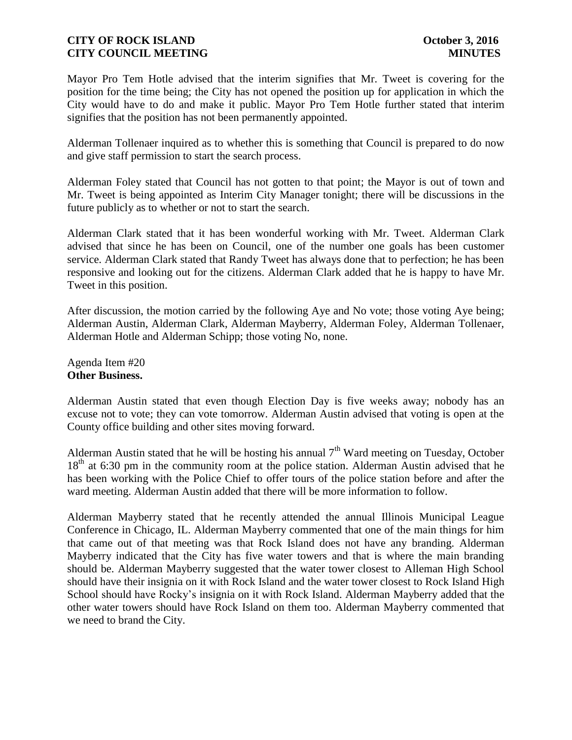Mayor Pro Tem Hotle advised that the interim signifies that Mr. Tweet is covering for the position for the time being; the City has not opened the position up for application in which the City would have to do and make it public. Mayor Pro Tem Hotle further stated that interim signifies that the position has not been permanently appointed.

Alderman Tollenaer inquired as to whether this is something that Council is prepared to do now and give staff permission to start the search process.

Alderman Foley stated that Council has not gotten to that point; the Mayor is out of town and Mr. Tweet is being appointed as Interim City Manager tonight; there will be discussions in the future publicly as to whether or not to start the search.

Alderman Clark stated that it has been wonderful working with Mr. Tweet. Alderman Clark advised that since he has been on Council, one of the number one goals has been customer service. Alderman Clark stated that Randy Tweet has always done that to perfection; he has been responsive and looking out for the citizens. Alderman Clark added that he is happy to have Mr. Tweet in this position.

After discussion, the motion carried by the following Aye and No vote; those voting Aye being; Alderman Austin, Alderman Clark, Alderman Mayberry, Alderman Foley, Alderman Tollenaer, Alderman Hotle and Alderman Schipp; those voting No, none.

Agenda Item #20
**Other Business.**

Alderman Austin stated that even though Election Day is five weeks away; nobody has an excuse not to vote; they can vote tomorrow. Alderman Austin advised that voting is open at the County office building and other sites moving forward.

Alderman Austin stated that he will be hosting his annual 7th Ward meeting on Tuesday, October 18th at 6:30 pm in the community room at the police station. Alderman Austin advised that he has been working with the Police Chief to offer tours of the police station before and after the ward meeting. Alderman Austin added that there will be more information to follow.

Alderman Mayberry stated that he recently attended the annual Illinois Municipal League Conference in Chicago, IL. Alderman Mayberry commented that one of the main things for him that came out of that meeting was that Rock Island does not have any branding. Alderman Mayberry indicated that the City has five water towers and that is where the main branding should be. Alderman Mayberry suggested that the water tower closest to Alleman High School should have their insignia on it with Rock Island and the water tower closest to Rock Island High School should have Rocky's insignia on it with Rock Island. Alderman Mayberry added that the other water towers should have Rock Island on them too. Alderman Mayberry commented that we need to brand the City.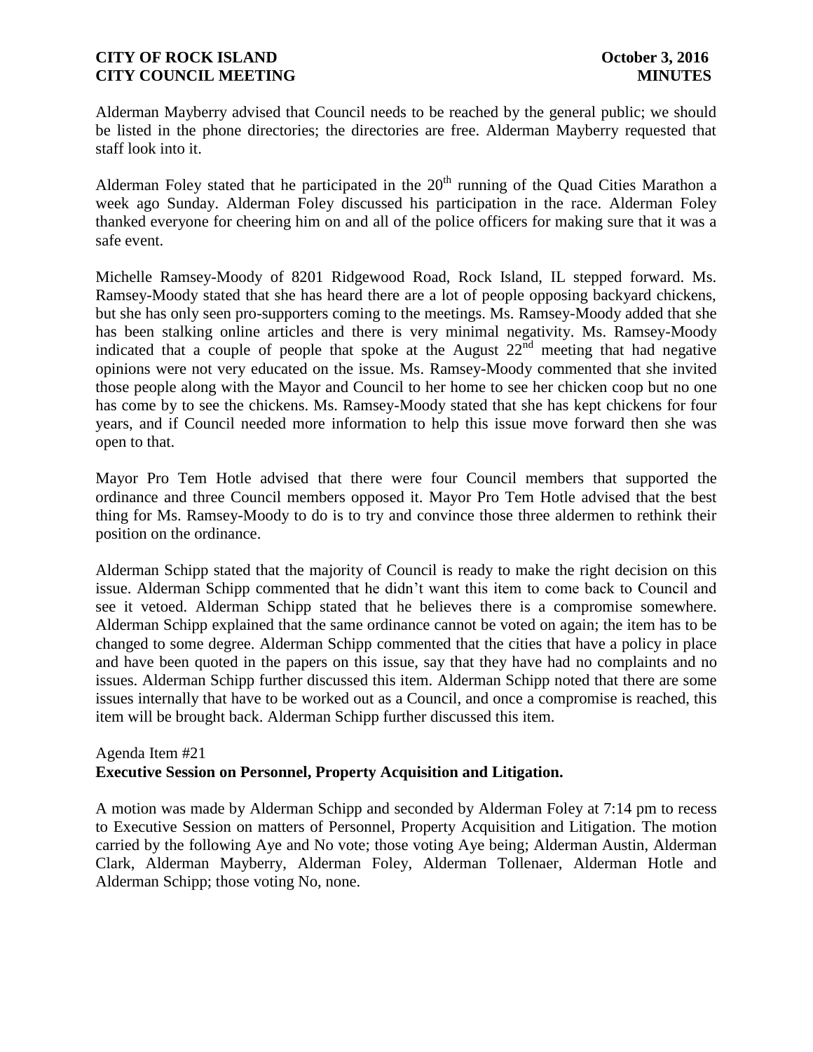Alderman Mayberry advised that Council needs to be reached by the general public; we should be listed in the phone directories; the directories are free. Alderman Mayberry requested that staff look into it.

Alderman Foley stated that he participated in the 20th running of the Quad Cities Marathon a week ago Sunday. Alderman Foley discussed his participation in the race. Alderman Foley thanked everyone for cheering him on and all of the police officers for making sure that it was a safe event.

Michelle Ramsey-Moody of 8201 Ridgewood Road, Rock Island, IL stepped forward. Ms. Ramsey-Moody stated that she has heard there are a lot of people opposing backyard chickens, but she has only seen pro-supporters coming to the meetings. Ms. Ramsey-Moody added that she has been stalking online articles and there is very minimal negativity. Ms. Ramsey-Moody indicated that a couple of people that spoke at the August 22nd meeting that had negative opinions were not very educated on the issue. Ms. Ramsey-Moody commented that she invited those people along with the Mayor and Council to her home to see her chicken coop but no one has come by to see the chickens. Ms. Ramsey-Moody stated that she has kept chickens for four years, and if Council needed more information to help this issue move forward then she was open to that.

Mayor Pro Tem Hotle advised that there were four Council members that supported the ordinance and three Council members opposed it. Mayor Pro Tem Hotle advised that the best thing for Ms. Ramsey-Moody to do is to try and convince those three aldermen to rethink their position on the ordinance.

Alderman Schipp stated that the majority of Council is ready to make the right decision on this issue. Alderman Schipp commented that he didn't want this item to come back to Council and see it vetoed. Alderman Schipp stated that he believes there is a compromise somewhere. Alderman Schipp explained that the same ordinance cannot be voted on again; the item has to be changed to some degree. Alderman Schipp commented that the cities that have a policy in place and have been quoted in the papers on this issue, say that they have had no complaints and no issues. Alderman Schipp further discussed this item. Alderman Schipp noted that there are some issues internally that have to be worked out as a Council, and once a compromise is reached, this item will be brought back. Alderman Schipp further discussed this item.

Agenda Item #21
**Executive Session on Personnel, Property Acquisition and Litigation.**

A motion was made by Alderman Schipp and seconded by Alderman Foley at 7:14 pm to recess to Executive Session on matters of Personnel, Property Acquisition and Litigation. The motion carried by the following Aye and No vote; those voting Aye being; Alderman Austin, Alderman Clark, Alderman Mayberry, Alderman Foley, Alderman Tollenaer, Alderman Hotle and Alderman Schipp; those voting No, none.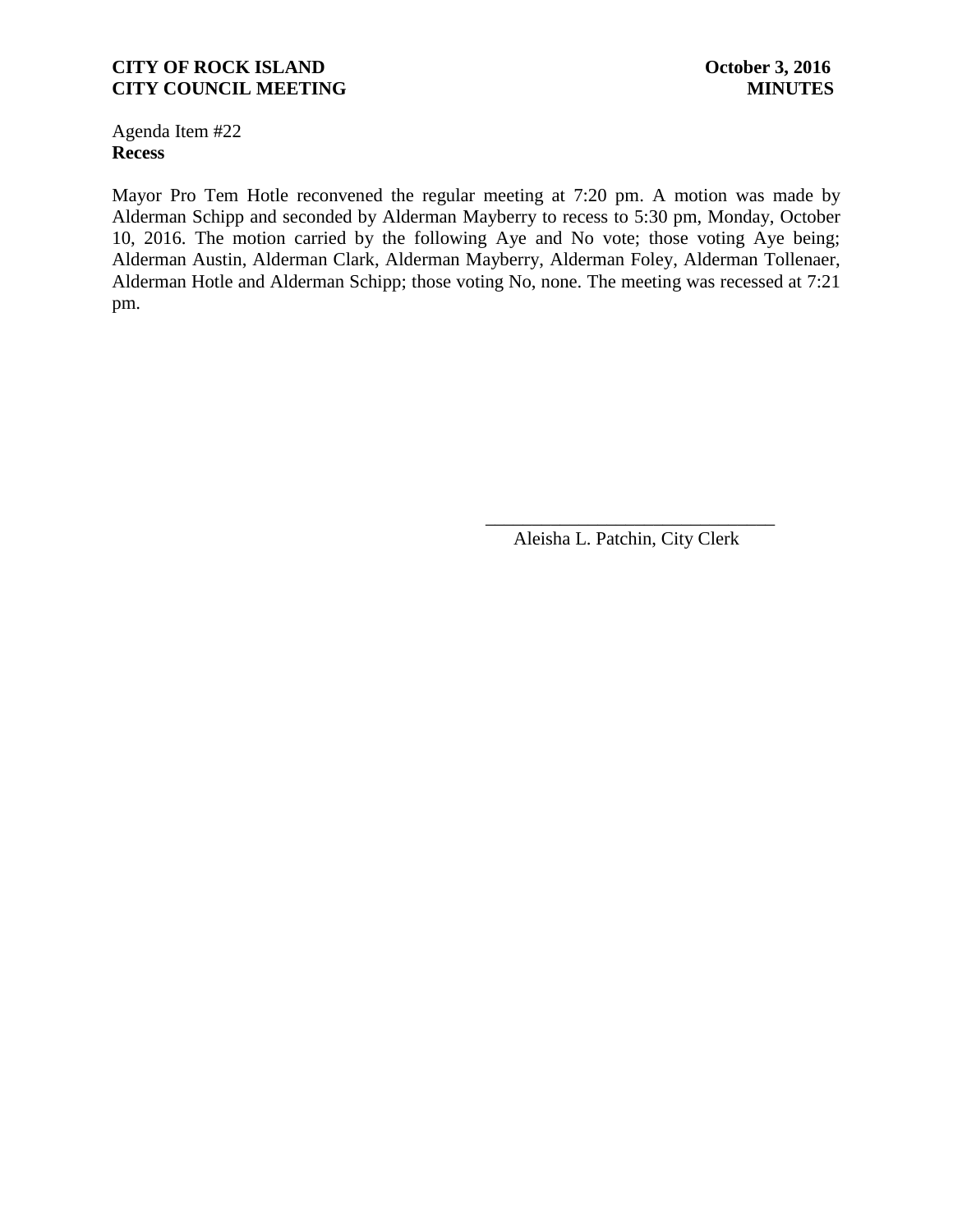Agenda Item #22
**Recess**

Mayor Pro Tem Hotle reconvened the regular meeting at 7:20 pm. A motion was made by Alderman Schipp and seconded by Alderman Mayberry to recess to 5:30 pm, Monday, October 10, 2016. The motion carried by the following Aye and No vote; those voting Aye being; Alderman Austin, Alderman Clark, Alderman Mayberry, Alderman Foley, Alderman Tollenaer, Alderman Hotle and Alderman Schipp; those voting No, none. The meeting was recessed at 7:21 pm.

\_\_\_\_\_\_\_\_\_\_\_\_\_\_\_\_\_\_\_\_\_\_\_\_\_\_\_\_\_\_\_\_

Aleisha L. Patchin, City Clerk